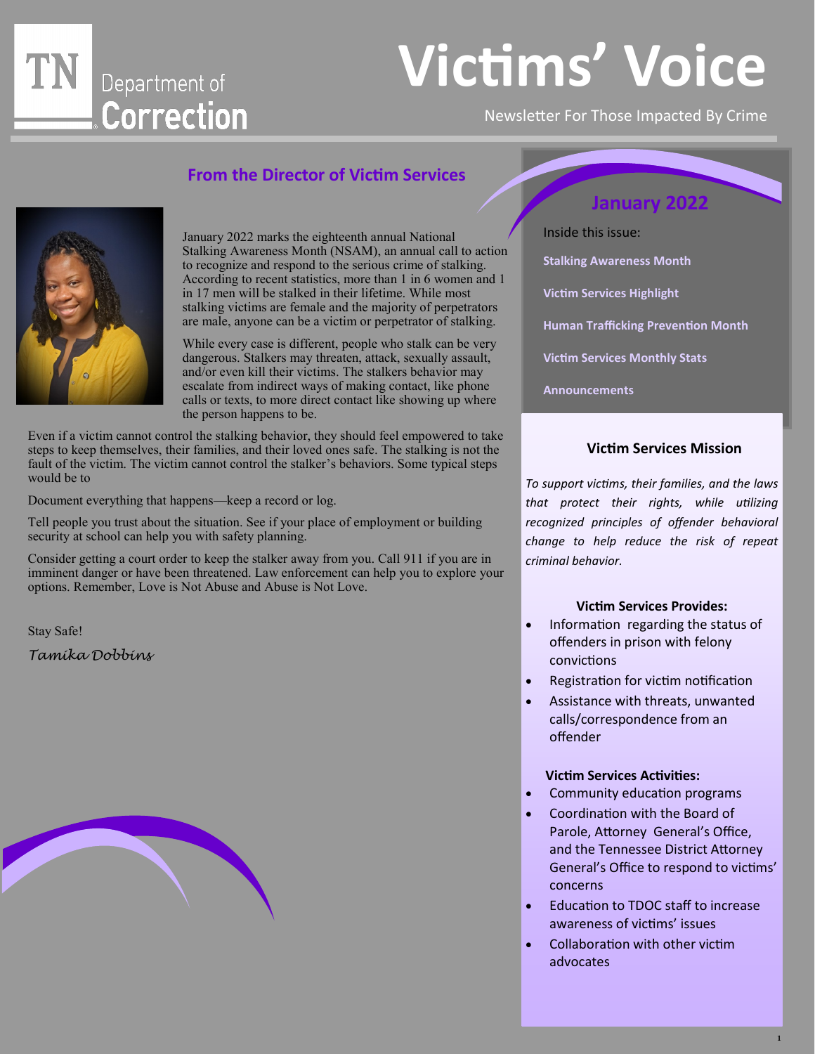# Victims' Voice

TN Department of Correction

Newsletter For Those Impacted By Crime

## From the Director of Victim Services

January 2022 marks the eighteenth annual National Stalking Awareness Month (NSAM), an annual call to action to recognize and respond to the serious crime of stalking. According to recent statistics, more than 1 in 6 women and 1 in 17 men will be stalked in their lifetime. While most stalking victims are female and the majority of perpetrators are male, anyone can be a victim or perpetrator of stalking.

While every case is different, people who stalk can be very dangerous. Stalkers may threaten, attack, sexually assault, and/or even kill their victims. The stalkers behavior may escalate from indirect ways of making contact, like phone calls or texts, to more direct contact like showing up where the person happens to be.

Even if a victim cannot control the stalking behavior, they should feel empowered to take steps to keep themselves, their families, and their loved ones safe. The stalking is not the fault of the victim. The victim cannot control the stalker's behaviors. Some typical steps would be to

Document everything that happens—keep a record or log.

Tell people you trust about the situation. See if your place of employment or building security at school can help you with safety planning.

Consider getting a court order to keep the stalker away from you. Call 911 if you are in imminent danger or have been threatened. Law enforcement can help you to explore your options. Remember, Love is Not Abuse and Abuse is Not Love.

Stay Safe!

*Tamika Dobbins*

## January 2022

Inside this issue:

**Stalking Awareness Month**

**Victim Services Highlight**

**Human Trafficking Prevention Month**

**Victim Services Monthly Stats**

**Announcements**

### Victim Services Mission

*To support victims, their families, and the laws that protect their rights, while utilizing recognized principles of offender behavioral change to help reduce the risk of repeat criminal behavior.*

**Victim Services Provides:**

- Information regarding the status of offenders in prison with felony convictions
- Registration for victim notification
- Assistance with threats, unwanted calls/correspondence from an offender

**Victim Services Activities:**

- Community education programs
- Coordination with the Board of Parole, Attorney General's Office, and the Tennessee District Attorney General's Office to respond to victims' concerns
- Education to TDOC staff to increase awareness of victims' issues
- Collaboration with other victim advocates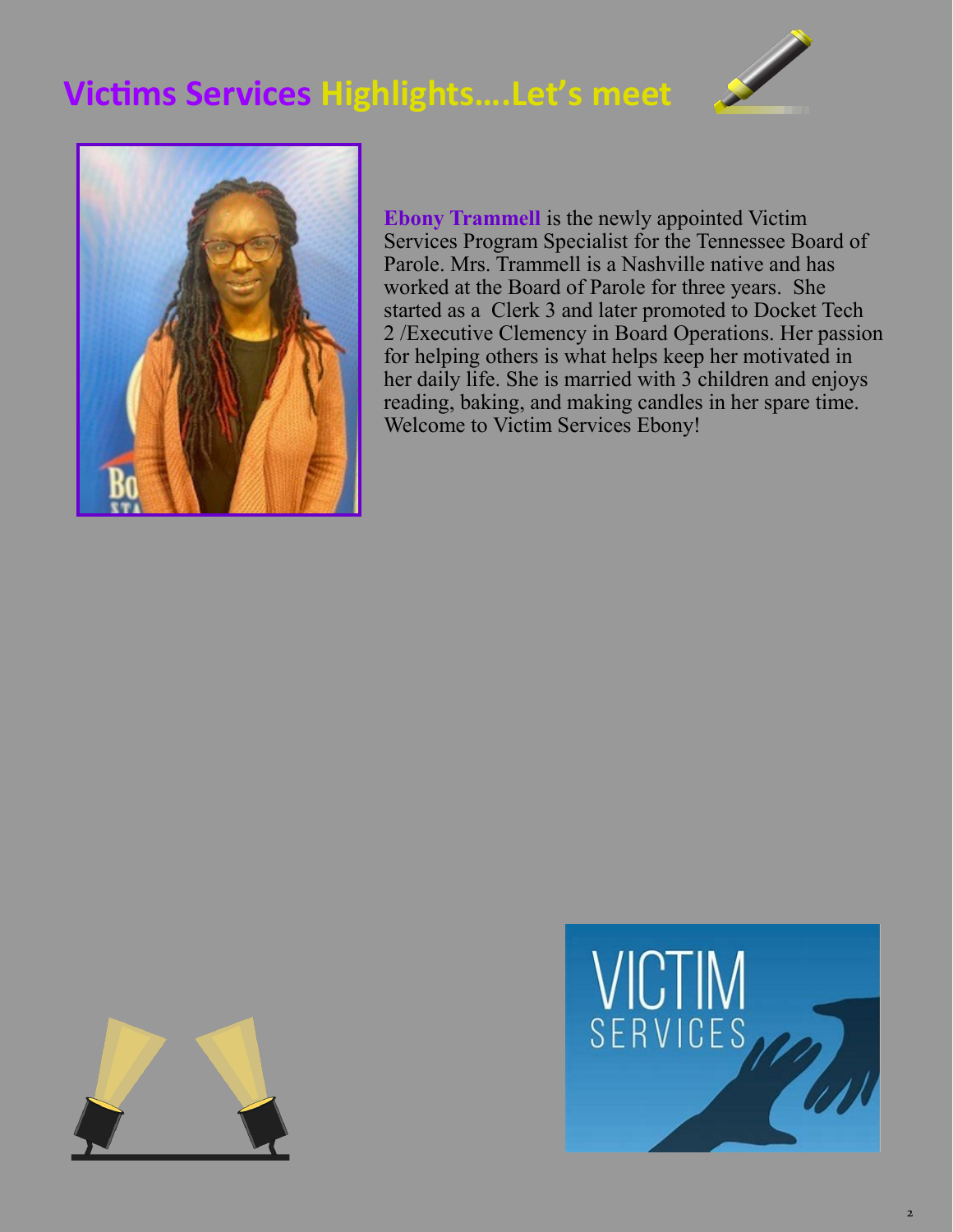# Victims Services Highlights....Let's meet

**Ebony Trammell** is the newly appointed Victim Services Program Specialist for the Tennessee Board of Parole. Mrs. Trammell is a Nashville native and has worked at the Board of Parole for three years. She started as a Clerk 3 and later promoted to Docket Tech 2 /Executive Clemency in Board Operations. Her passion for helping others is what helps keep her motivated in her daily life. She is married with 3 children and enjoys reading, baking, and making candles in her spare time. Welcome to Victim Services Ebony!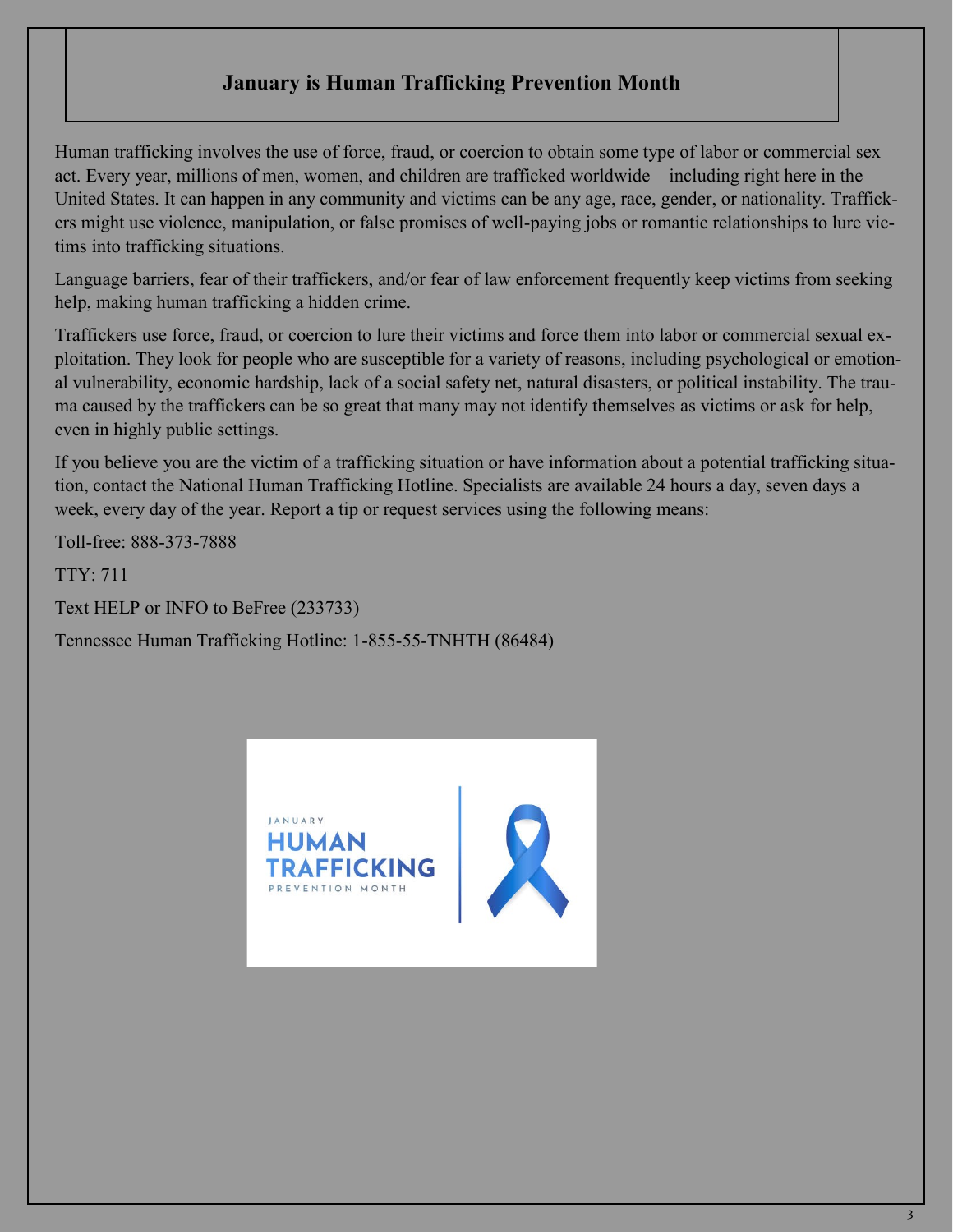## January is Human Trafficking Prevention Month

Human trafficking involves the use of force, fraud, or coercion to obtain some type of labor or commercial sex act. Every year, millions of men, women, and children are trafficked worldwide – including right here in the United States. It can happen in any community and victims can be any age, race, gender, or nationality. Traffickers might use violence, manipulation, or false promises of well-paying jobs or romantic relationships to lure victims into trafficking situations.

Language barriers, fear of their traffickers, and/or fear of law enforcement frequently keep victims from seeking help, making human trafficking a hidden crime.

Traffickers use force, fraud, or coercion to lure their victims and force them into labor or commercial sexual exploitation. They look for people who are susceptible for a variety of reasons, including psychological or emotional vulnerability, economic hardship, lack of a social safety net, natural disasters, or political instability. The trauma caused by the traffickers can be so great that many may not identify themselves as victims or ask for help, even in highly public settings.

If you believe you are the victim of a trafficking situation or have information about a potential trafficking situation, contact the National Human Trafficking Hotline. Specialists are available 24 hours a day, seven days a week, every day of the year. Report a tip or request services using the following means:

Toll-free: 888-373-7888

TTY: 711

Text HELP or INFO to BeFree (233733)

Tennessee Human Trafficking Hotline: 1-855-55-TNHTH (86484)

JANUARY
HUMAN TRAFFICKING
PREVENTION MONTH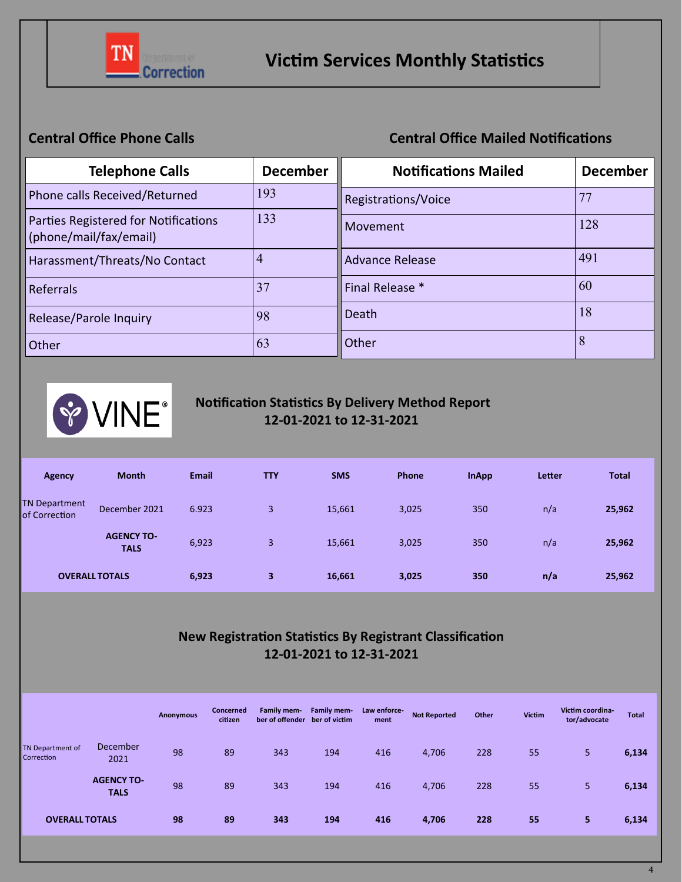# Victim Services Monthly Statistics

## Central Office Phone Calls

| Telephone Calls | December |
|---|---|
| Phone calls Received/Returned | 193 |
| Parties Registered for Notifications (phone/mail/fax/email) | 133 |
| Harassment/Threats/No Contact | 4 |
| Referrals | 37 |
| Release/Parole Inquiry | 98 |
| Other | 63 |

## Central Office Mailed Notifications

| Notifications Mailed | December |
|---|---|
| Registrations/Voice | 77 |
| Movement | 128 |
| Advance Release | 491 |
| Final Release * | 60 |
| Death | 18 |
| Other | 8 |

## Notification Statistics By Delivery Method Report
### 12-01-2021 to 12-31-2021

| Agency | Month | Email | TTY | SMS | Phone | InApp | Letter | Total |
|---|---|---|---|---|---|---|---|---|
| TN Department of Correction | December 2021 | 6.923 | 3 | 15,661 | 3,025 | 350 | n/a | **25,962** |
| | **AGENCY TOTALS** | 6,923 | 3 | 15,661 | 3,025 | 350 | n/a | **25,962** |
| **OVERALL TOTALS** | | **6,923** | **3** | **16,661** | **3,025** | **350** | **n/a** | **25,962** |

## New Registration Statistics By Registrant Classification
### 12-01-2021 to 12-31-2021

| | | Anonymous | Concerned citizen | Family member of offender | Family member of victim | Law enforcement | Not Reported | Other | Victim | Victim coordinator/advocate | Total |
|---|---|---|---|---|---|---|---|---|---|---|---|
| TN Department of Correction | December 2021 | 98 | 89 | 343 | 194 | 416 | 4,706 | 228 | 55 | 5 | **6,134** |
| | **AGENCY TOTALS** | 98 | 89 | 343 | 194 | 416 | 4,706 | 228 | 55 | 5 | **6,134** |
| **OVERALL TOTALS** | | **98** | **89** | **343** | **194** | **416** | **4,706** | **228** | **55** | **5** | **6,134** |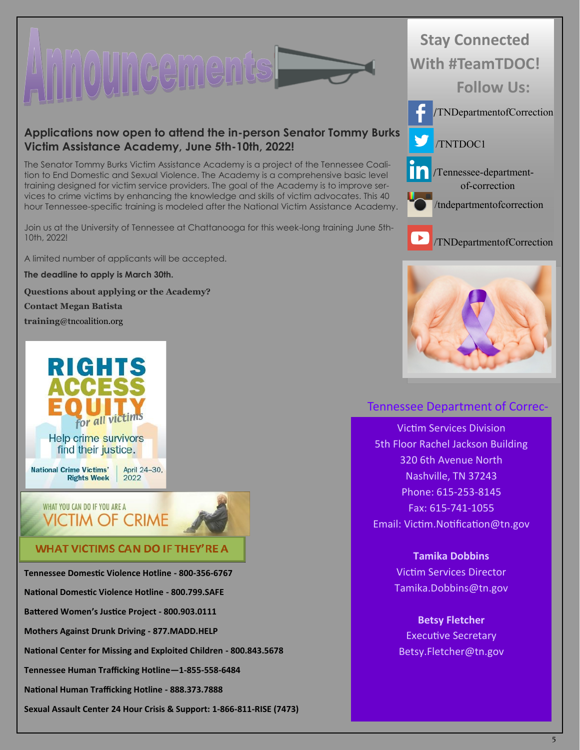# Announcements

## Applications now open to attend the in-person Senator Tommy Burks Victim Assistance Academy, June 5th-10th, 2022!

The Senator Tommy Burks Victim Assistance Academy is a project of the Tennessee Coalition to End Domestic and Sexual Violence. The Academy is a comprehensive basic level training designed for victim service providers. The goal of the Academy is to improve services to crime victims by enhancing the knowledge and skills of victim advocates. This 40 hour Tennessee-specific training is modeled after the National Victim Assistance Academy.

Join us at the University of Tennessee at Chattanooga for this week-long training June 5th-10th, 2022!

A limited number of applicants will be accepted.

**The deadline to apply is March 30th.**

**Questions about applying or the Academy?**

**Contact Megan Batista**

**training@tncoalition.org**

RIGHTS ACCESS EQUITY *for all victims*

Help crime survivors find their justice.

National Crime Victims' Rights Week | April 24–30, 2022

WHAT YOU CAN DO IF YOU ARE A VICTIM OF CRIME

**WHAT VICTIMS CAN DO IF THEY'RE A**

**Tennessee Domestic Violence Hotline - 800-356-6767**

**National Domestic Violence Hotline - 800.799.SAFE**

**Battered Women's Justice Project - 800.903.0111**

**Mothers Against Drunk Driving - 877.MADD.HELP**

**National Center for Missing and Exploited Children - 800.843.5678**

**Tennessee Human Trafficking Hotline—1-855-558-6484**

**National Human Trafficking Hotline - 888.373.7888**

**Sexual Assault Center 24 Hour Crisis & Support: 1-866-811-RISE (7473)**

## Stay Connected With #TeamTDOC! Follow Us:

/TNDepartmentofCorrection

/TNTDOC1

/Tennessee-department-of-correction

/tndepartmentofcorrection

/TNDepartmentofCorrection

## Tennessee Department of Correc-

Victim Services Division
5th Floor Rachel Jackson Building
320 6th Avenue North
Nashville, TN 37243
Phone: 615-253-8145
Fax: 615-741-1055
Email: Victim.Notification@tn.gov

**Tamika Dobbins**
Victim Services Director
Tamika.Dobbins@tn.gov

**Betsy Fletcher**
Executive Secretary
Betsy.Fletcher@tn.gov